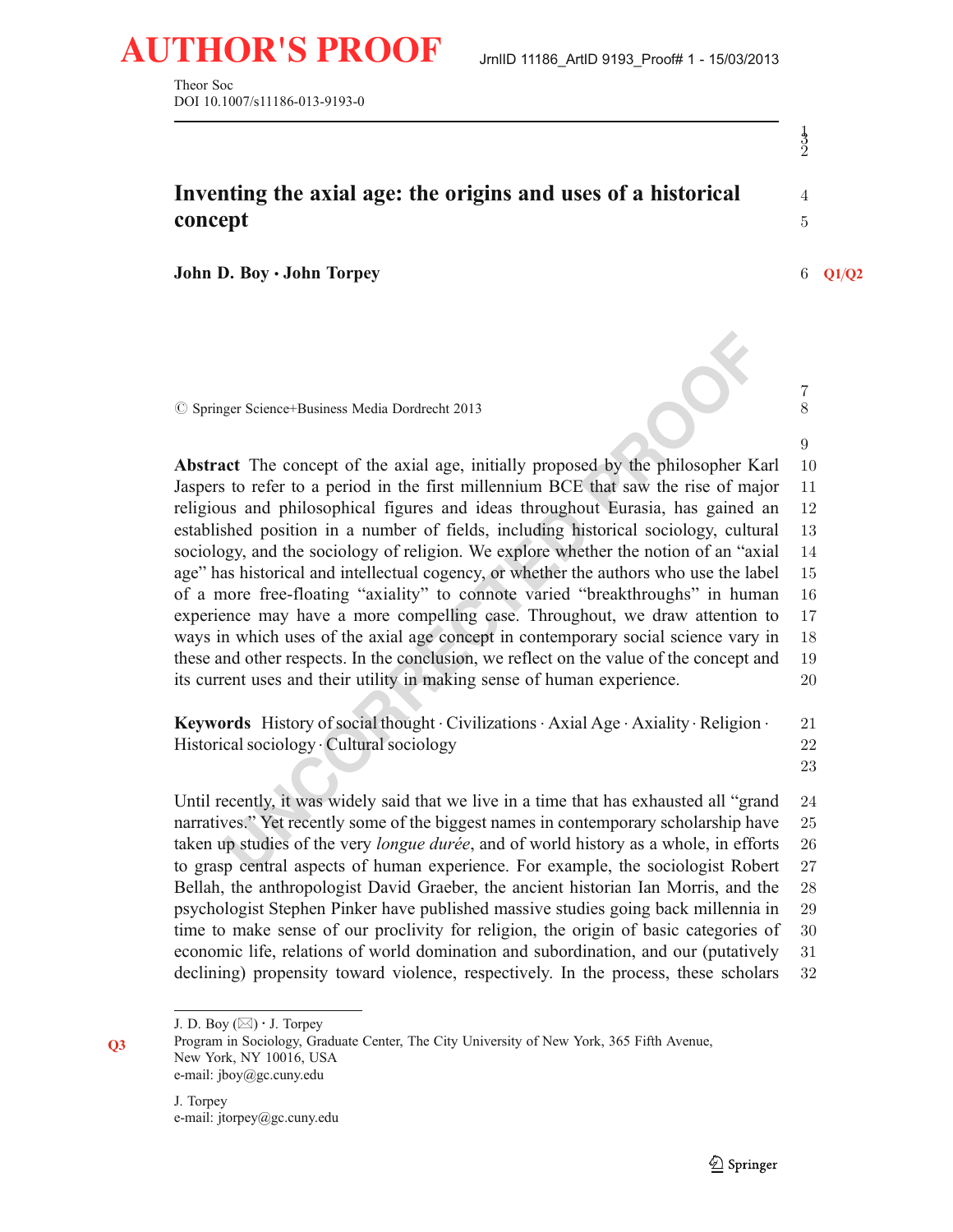Theor Soc
DOI 10.1007/s11186-013-9193-0

# Inventing the axial age: the origins and uses of a historical concept

**John D. Boy · John Torpey**

© Springer Science+Business Media Dordrecht 2013

**Abstract** The concept of the axial age, initially proposed by the philosopher Karl Jaspers to refer to a period in the first millennium BCE that saw the rise of major religious and philosophical figures and ideas throughout Eurasia, has gained an established position in a number of fields, including historical sociology, cultural sociology, and the sociology of religion. We explore whether the notion of an "axial age" has historical and intellectual cogency, or whether the authors who use the label of a more free-floating "axiality" to connote varied "breakthroughs" in human experience may have a more compelling case. Throughout, we draw attention to ways in which uses of the axial age concept in contemporary social science vary in these and other respects. In the conclusion, we reflect on the value of the concept and its current uses and their utility in making sense of human experience.

**Keywords** History of social thought · Civilizations · Axial Age · Axiality · Religion · Historical sociology · Cultural sociology

Until recently, it was widely said that we live in a time that has exhausted all "grand narratives." Yet recently some of the biggest names in contemporary scholarship have taken up studies of the very *longue durée*, and of world history as a whole, in efforts to grasp central aspects of human experience. For example, the sociologist Robert Bellah, the anthropologist David Graeber, the ancient historian Ian Morris, and the psychologist Stephen Pinker have published massive studies going back millennia in time to make sense of our proclivity for religion, the origin of basic categories of economic life, relations of world domination and subordination, and our (putatively declining) propensity toward violence, respectively. In the process, these scholars

---

J. D. Boy (✉) · J. Torpey
Program in Sociology, Graduate Center, The City University of New York, 365 Fifth Avenue, New York, NY 10016, USA
e-mail: jboy@gc.cuny.edu

J. Torpey
e-mail: jtorpey@gc.cuny.edu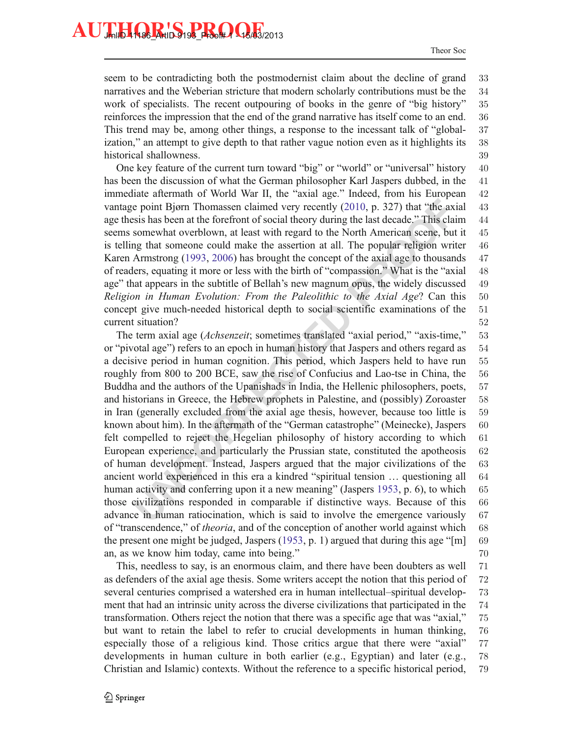seem to be contradicting both the postmodernist claim about the decline of grand narratives and the Weberian stricture that modern scholarly contributions must be the work of specialists. The recent outpouring of books in the genre of "big history" reinforces the impression that the end of the grand narrative has itself come to an end. This trend may be, among other things, a response to the incessant talk of "globalization," an attempt to give depth to that rather vague notion even as it highlights its historical shallowness.

One key feature of the current turn toward "big" or "world" or "universal" history has been the discussion of what the German philosopher Karl Jaspers dubbed, in the immediate aftermath of World War II, the "axial age." Indeed, from his European vantage point Bjørn Thomassen claimed very recently (2010, p. 327) that "the axial age thesis has been at the forefront of social theory during the last decade." This claim seems somewhat overblown, at least with regard to the North American scene, but it is telling that someone could make the assertion at all. The popular religion writer Karen Armstrong (1993, 2006) has brought the concept of the axial age to thousands of readers, equating it more or less with the birth of "compassion." What is the "axial age" that appears in the subtitle of Bellah's new magnum opus, the widely discussed *Religion in Human Evolution: From the Paleolithic to the Axial Age*? Can this concept give much-needed historical depth to social scientific examinations of the current situation?

The term axial age (*Achsenzeit*; sometimes translated "axial period," "axis-time," or "pivotal age") refers to an epoch in human history that Jaspers and others regard as a decisive period in human cognition. This period, which Jaspers held to have run roughly from 800 to 200 BCE, saw the rise of Confucius and Lao-tse in China, the Buddha and the authors of the Upanishads in India, the Hellenic philosophers, poets, and historians in Greece, the Hebrew prophets in Palestine, and (possibly) Zoroaster in Iran (generally excluded from the axial age thesis, however, because too little is known about him). In the aftermath of the "German catastrophe" (Meinecke), Jaspers felt compelled to reject the Hegelian philosophy of history according to which European experience, and particularly the Prussian state, constituted the apotheosis of human development. Instead, Jaspers argued that the major civilizations of the ancient world experienced in this era a kindred "spiritual tension … questioning all human activity and conferring upon it a new meaning" (Jaspers 1953, p. 6), to which those civilizations responded in comparable if distinctive ways. Because of this advance in human ratiocination, which is said to involve the emergence variously of "transcendence," of *theoria*, and of the conception of another world against which the present one might be judged, Jaspers (1953, p. 1) argued that during this age "[m]an, as we know him today, came into being."

This, needless to say, is an enormous claim, and there have been doubters as well as defenders of the axial age thesis. Some writers accept the notion that this period of several centuries comprised a watershed era in human intellectual–spiritual development that had an intrinsic unity across the diverse civilizations that participated in the transformation. Others reject the notion that there was a specific age that was "axial," but want to retain the label to refer to crucial developments in human thinking, especially those of a religious kind. Those critics argue that there were "axial" developments in human culture in both earlier (e.g., Egyptian) and later (e.g., Christian and Islamic) contexts. Without the reference to a specific historical period,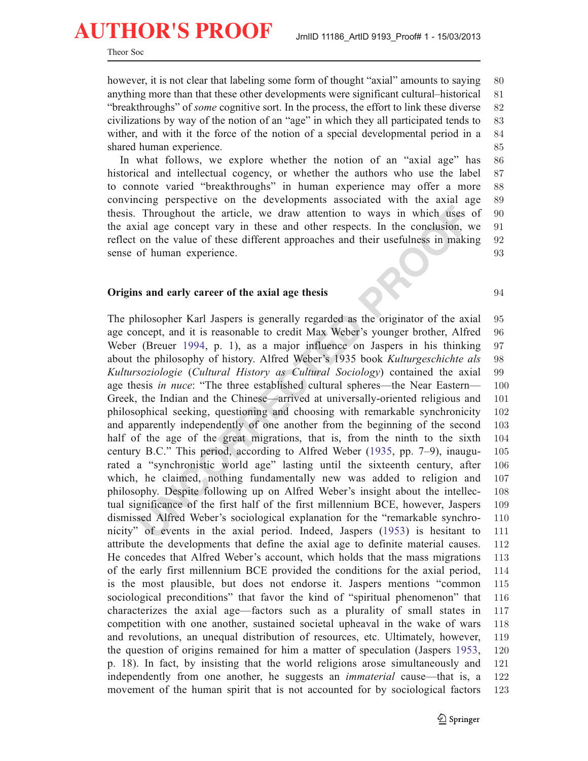however, it is not clear that labeling some form of thought "axial" amounts to saying anything more than that these other developments were significant cultural–historical "breakthroughs" of *some* cognitive sort. In the process, the effort to link these diverse civilizations by way of the notion of an "age" in which they all participated tends to wither, and with it the force of the notion of a special developmental period in a shared human experience.

In what follows, we explore whether the notion of an "axial age" has historical and intellectual cogency, or whether the authors who use the label to connote varied "breakthroughs" in human experience may offer a more convincing perspective on the developments associated with the axial age thesis. Throughout the article, we draw attention to ways in which uses of the axial age concept vary in these and other respects. In the conclusion, we reflect on the value of these different approaches and their usefulness in making sense of human experience.

## Origins and early career of the axial age thesis

The philosopher Karl Jaspers is generally regarded as the originator of the axial age concept, and it is reasonable to credit Max Weber's younger brother, Alfred Weber (Breuer 1994, p. 1), as a major influence on Jaspers in his thinking about the philosophy of history. Alfred Weber's 1935 book *Kulturgeschichte als Kultursoziologie* (*Cultural History as Cultural Sociology*) contained the axial age thesis *in nuce*: "The three established cultural spheres—the Near Eastern—Greek, the Indian and the Chinese—arrived at universally-oriented religious and philosophical seeking, questioning and choosing with remarkable synchronicity and apparently independently of one another from the beginning of the second half of the age of the great migrations, that is, from the ninth to the sixth century B.C." This period, according to Alfred Weber (1935, pp. 7–9), inaugurated a "synchronistic world age" lasting until the sixteenth century, after which, he claimed, nothing fundamentally new was added to religion and philosophy. Despite following up on Alfred Weber's insight about the intellectual significance of the first half of the first millennium BCE, however, Jaspers dismissed Alfred Weber's sociological explanation for the "remarkable synchronicity" of events in the axial period. Indeed, Jaspers (1953) is hesitant to attribute the developments that define the axial age to definite material causes. He concedes that Alfred Weber's account, which holds that the mass migrations of the early first millennium BCE provided the conditions for the axial period, is the most plausible, but does not endorse it. Jaspers mentions "common sociological preconditions" that favor the kind of "spiritual phenomenon" that characterizes the axial age—factors such as a plurality of small states in competition with one another, sustained societal upheaval in the wake of wars and revolutions, an unequal distribution of resources, etc. Ultimately, however, the question of origins remained for him a matter of speculation (Jaspers 1953, p. 18). In fact, by insisting that the world religions arose simultaneously and independently from one another, he suggests an *immaterial* cause—that is, a movement of the human spirit that is not accounted for by sociological factors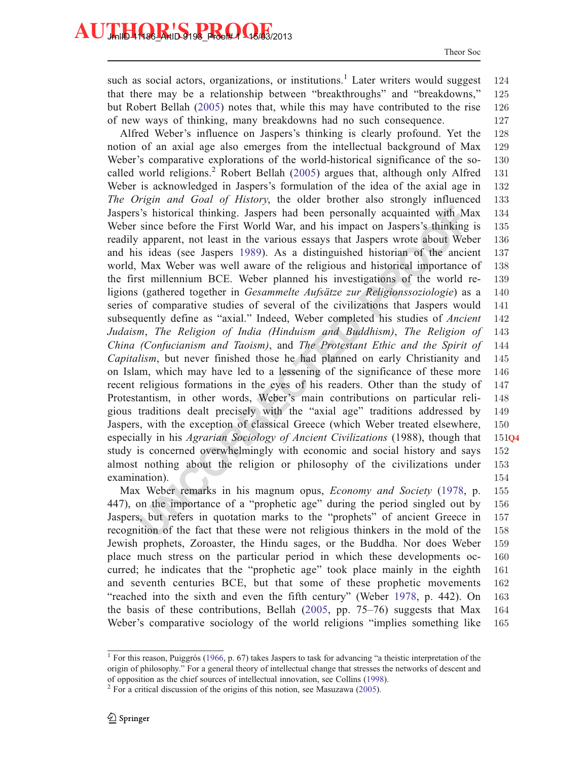such as social actors, organizations, or institutions.[1] Later writers would suggest that there may be a relationship between "breakthroughs" and "breakdowns," but Robert Bellah (2005) notes that, while this may have contributed to the rise of new ways of thinking, many breakdowns had no such consequence.

Alfred Weber's influence on Jaspers's thinking is clearly profound. Yet the notion of an axial age also emerges from the intellectual background of Max Weber's comparative explorations of the world-historical significance of the so-called world religions.[2] Robert Bellah (2005) argues that, although only Alfred Weber is acknowledged in Jaspers's formulation of the idea of the axial age in *The Origin and Goal of History*, the older brother also strongly influenced Jaspers's historical thinking. Jaspers had been personally acquainted with Max Weber since before the First World War, and his impact on Jaspers's thinking is readily apparent, not least in the various essays that Jaspers wrote about Weber and his ideas (see Jaspers 1989). As a distinguished historian of the ancient world, Max Weber was well aware of the religious and historical importance of the first millennium BCE. Weber planned his investigations of the world religions (gathered together in *Gesammelte Aufsätze zur Religionssoziologie*) as a series of comparative studies of several of the civilizations that Jaspers would subsequently define as "axial." Indeed, Weber completed his studies of *Ancient Judaism*, *The Religion of India (Hinduism and Buddhism)*, *The Religion of China (Confucianism and Taoism)*, and *The Protestant Ethic and the Spirit of Capitalism*, but never finished those he had planned on early Christianity and on Islam, which may have led to a lessening of the significance of these more recent religious formations in the eyes of his readers. Other than the study of Protestantism, in other words, Weber's main contributions on particular religious traditions dealt precisely with the "axial age" traditions addressed by Jaspers, with the exception of classical Greece (which Weber treated elsewhere, especially in his *Agrarian Sociology of Ancient Civilizations* (1988), though that study is concerned overwhelmingly with economic and social history and says almost nothing about the religion or philosophy of the civilizations under examination).

Max Weber remarks in his magnum opus, *Economy and Society* (1978, p. 447), on the importance of a "prophetic age" during the period singled out by Jaspers, but refers in quotation marks to the "prophets" of ancient Greece in recognition of the fact that these were not religious thinkers in the mold of the Jewish prophets, Zoroaster, the Hindu sages, or the Buddha. Nor does Weber place much stress on the particular period in which these developments occurred; he indicates that the "prophetic age" took place mainly in the eighth and seventh centuries BCE, but that some of these prophetic movements "reached into the sixth and even the fifth century" (Weber 1978, p. 442). On the basis of these contributions, Bellah (2005, pp. 75–76) suggests that Max Weber's comparative sociology of the world religions "implies something like

[1] For this reason, Puiggrós (1966, p. 67) takes Jaspers to task for advancing "a theistic interpretation of the origin of philosophy." For a general theory of intellectual change that stresses the networks of descent and of opposition as the chief sources of intellectual innovation, see Collins (1998).

[2] For a critical discussion of the origins of this notion, see Masuzawa (2005).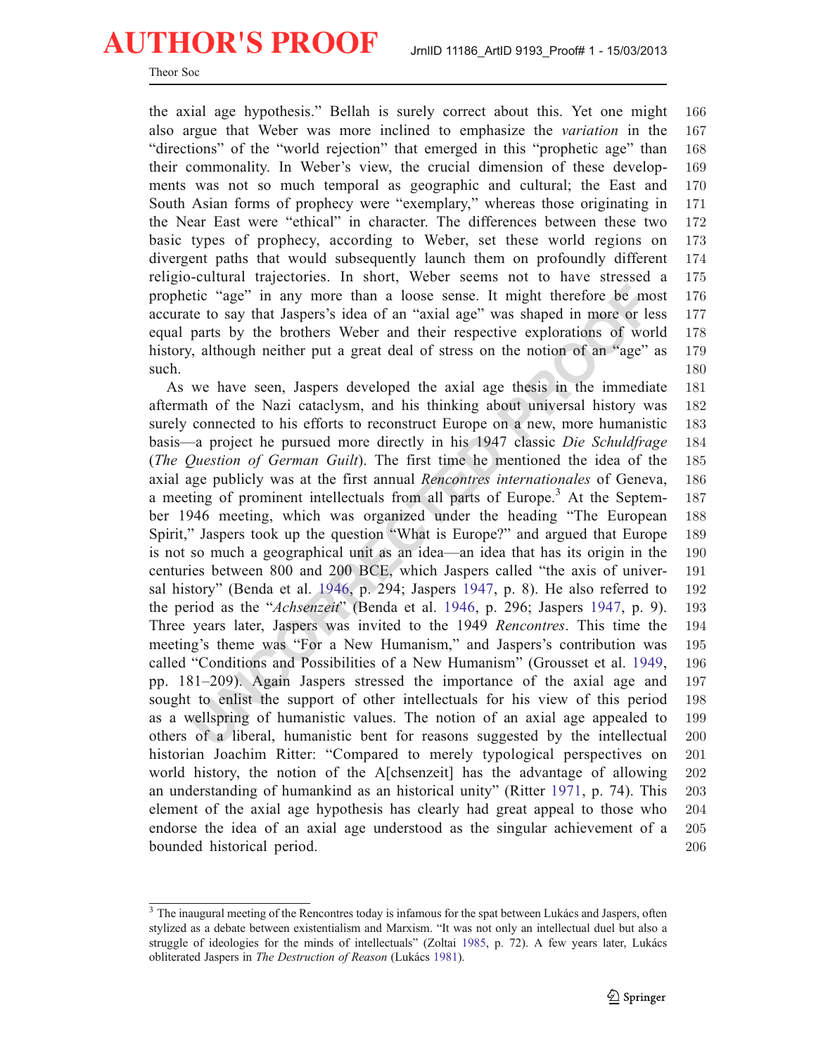the axial age hypothesis." Bellah is surely correct about this. Yet one might also argue that Weber was more inclined to emphasize the *variation* in the "directions" of the "world rejection" that emerged in this "prophetic age" than their commonality. In Weber's view, the crucial dimension of these developments was not so much temporal as geographic and cultural; the East and South Asian forms of prophecy were "exemplary," whereas those originating in the Near East were "ethical" in character. The differences between these two basic types of prophecy, according to Weber, set these world regions on divergent paths that would subsequently launch them on profoundly different religio-cultural trajectories. In short, Weber seems not to have stressed a prophetic "age" in any more than a loose sense. It might therefore be most accurate to say that Jaspers's idea of an "axial age" was shaped in more or less equal parts by the brothers Weber and their respective explorations of world history, although neither put a great deal of stress on the notion of an "age" as such.

As we have seen, Jaspers developed the axial age thesis in the immediate aftermath of the Nazi cataclysm, and his thinking about universal history was surely connected to his efforts to reconstruct Europe on a new, more humanistic basis—a project he pursued more directly in his 1947 classic *Die Schuldfrage* (*The Question of German Guilt*). The first time he mentioned the idea of the axial age publicly was at the first annual *Rencontres internationales* of Geneva, a meeting of prominent intellectuals from all parts of Europe.[3] At the September 1946 meeting, which was organized under the heading "The European Spirit," Jaspers took up the question "What is Europe?" and argued that Europe is not so much a geographical unit as an idea—an idea that has its origin in the centuries between 800 and 200 BCE, which Jaspers called "the axis of universal history" (Benda et al. 1946, p. 294; Jaspers 1947, p. 8). He also referred to the period as the "*Achsenzeit*" (Benda et al. 1946, p. 296; Jaspers 1947, p. 9). Three years later, Jaspers was invited to the 1949 *Rencontres*. This time the meeting's theme was "For a New Humanism," and Jaspers's contribution was called "Conditions and Possibilities of a New Humanism" (Grousset et al. 1949, pp. 181–209). Again Jaspers stressed the importance of the axial age and sought to enlist the support of other intellectuals for his view of this period as a wellspring of humanistic values. The notion of an axial age appealed to others of a liberal, humanistic bent for reasons suggested by the intellectual historian Joachim Ritter: "Compared to merely typological perspectives on world history, the notion of the A[chsenzeit] has the advantage of allowing an understanding of humankind as an historical unity" (Ritter 1971, p. 74). This element of the axial age hypothesis has clearly had great appeal to those who endorse the idea of an axial age understood as the singular achievement of a bounded historical period.

[3] The inaugural meeting of the Rencontres today is infamous for the spat between Lukács and Jaspers, often stylized as a debate between existentialism and Marxism. "It was not only an intellectual duel but also a struggle of ideologies for the minds of intellectuals" (Zoltai 1985, p. 72). A few years later, Lukács obliterated Jaspers in *The Destruction of Reason* (Lukács 1981).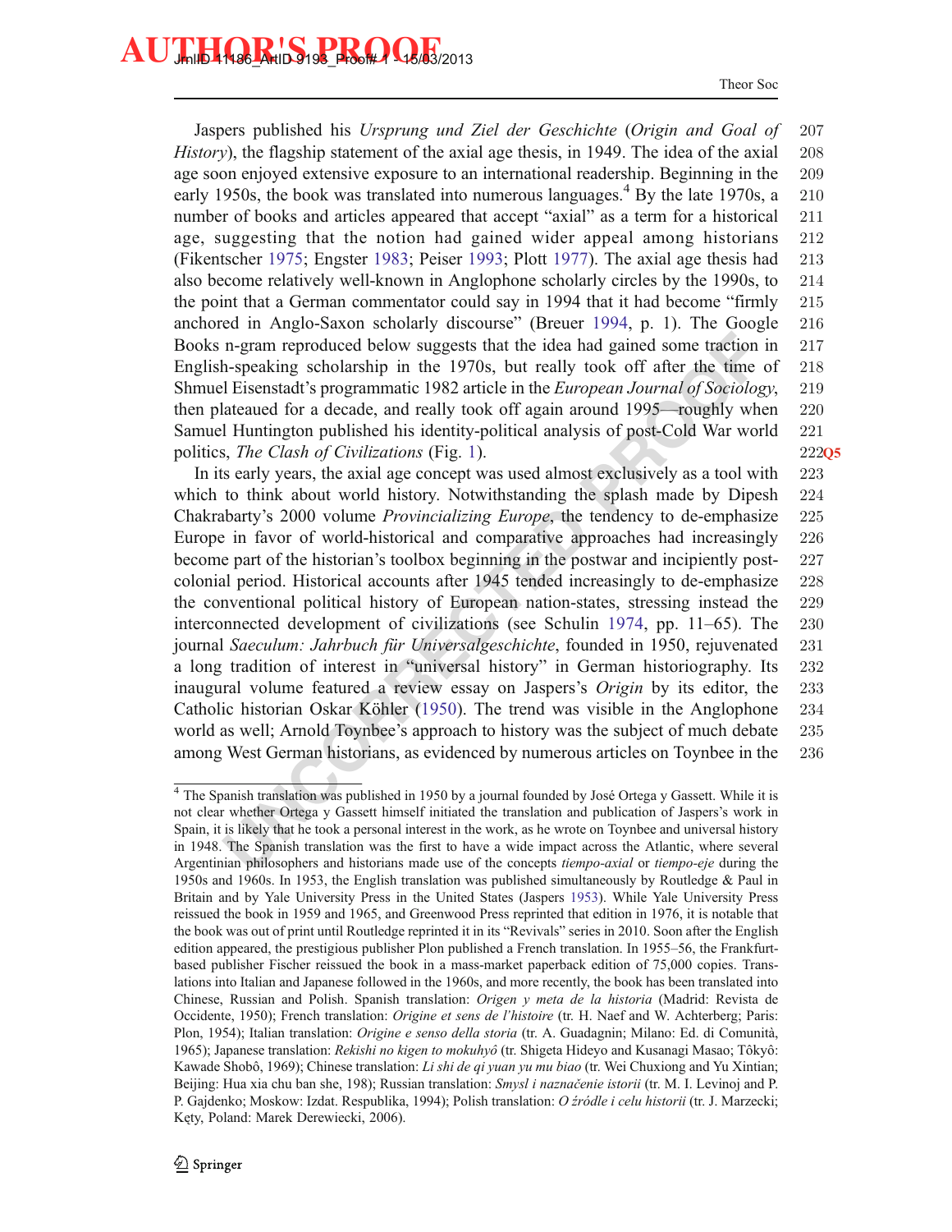Jaspers published his *Ursprung und Ziel der Geschichte* (*Origin and Goal of History*), the flagship statement of the axial age thesis, in 1949. The idea of the axial age soon enjoyed extensive exposure to an international readership. Beginning in the early 1950s, the book was translated into numerous languages.[4] By the late 1970s, a number of books and articles appeared that accept "axial" as a term for a historical age, suggesting that the notion had gained wider appeal among historians (Fikentscher 1975; Engster 1983; Peiser 1993; Plott 1977). The axial age thesis had also become relatively well-known in Anglophone scholarly circles by the 1990s, to the point that a German commentator could say in 1994 that it had become "firmly anchored in Anglo-Saxon scholarly discourse" (Breuer 1994, p. 1). The Google Books n-gram reproduced below suggests that the idea had gained some traction in English-speaking scholarship in the 1970s, but really took off after the time of Shmuel Eisenstadt's programmatic 1982 article in the *European Journal of Sociology*, then plateaued for a decade, and really took off again around 1995—roughly when Samuel Huntington published his identity-political analysis of post-Cold War world politics, *The Clash of Civilizations* (Fig. 1).

In its early years, the axial age concept was used almost exclusively as a tool with which to think about world history. Notwithstanding the splash made by Dipesh Chakrabarty's 2000 volume *Provincializing Europe*, the tendency to de-emphasize Europe in favor of world-historical and comparative approaches had increasingly become part of the historian's toolbox beginning in the postwar and incipiently post-colonial period. Historical accounts after 1945 tended increasingly to de-emphasize the conventional political history of European nation-states, stressing instead the interconnected development of civilizations (see Schulin 1974, pp. 11–65). The journal *Saeculum: Jahrbuch für Universalgeschichte*, founded in 1950, rejuvenated a long tradition of interest in "universal history" in German historiography. Its inaugural volume featured a review essay on Jaspers's *Origin* by its editor, the Catholic historian Oskar Köhler (1950). The trend was visible in the Anglophone world as well; Arnold Toynbee's approach to history was the subject of much debate among West German historians, as evidenced by numerous articles on Toynbee in the

[4] The Spanish translation was published in 1950 by a journal founded by José Ortega y Gassett. While it is not clear whether Ortega y Gassett himself initiated the translation and publication of Jaspers's work in Spain, it is likely that he took a personal interest in the work, as he wrote on Toynbee and universal history in 1948. The Spanish translation was the first to have a wide impact across the Atlantic, where several Argentinian philosophers and historians made use of the concepts *tiempo-axial* or *tiempo-eje* during the 1950s and 1960s. In 1953, the English translation was published simultaneously by Routledge & Paul in Britain and by Yale University Press in the United States (Jaspers 1953). While Yale University Press reissued the book in 1959 and 1965, and Greenwood Press reprinted that edition in 1976, it is notable that the book was out of print until Routledge reprinted it in its "Revivals" series in 2010. Soon after the English edition appeared, the prestigious publisher Plon published a French translation. In 1955–56, the Frankfurt-based publisher Fischer reissued the book in a mass-market paperback edition of 75,000 copies. Translations into Italian and Japanese followed in the 1960s, and more recently, the book has been translated into Chinese, Russian and Polish. Spanish translation: *Origen y meta de la historia* (Madrid: Revista de Occidente, 1950); French translation: *Origine et sens de l'histoire* (tr. H. Naef and W. Achterberg; Paris: Plon, 1954); Italian translation: *Origine e senso della storia* (tr. A. Guadagnin; Milano: Ed. di Comunità, 1965); Japanese translation: *Rekishi no kigen to mokuhyô* (tr. Shigeta Hideyo and Kusanagi Masao; Tôkyô: Kawade Shobô, 1969); Chinese translation: *Li shi de qi yuan yu mu biao* (tr. Wei Chuxiong and Yu Xintian; Beijing: Hua xia chu ban she, 198); Russian translation: *Smysl i naznačenie istorii* (tr. M. I. Levinoj and P. P. Gajdenko; Moskow: Izdat. Respublika, 1994); Polish translation: *O źródle i celu historii* (tr. J. Marzecki; Kęty, Poland: Marek Derewiecki, 2006).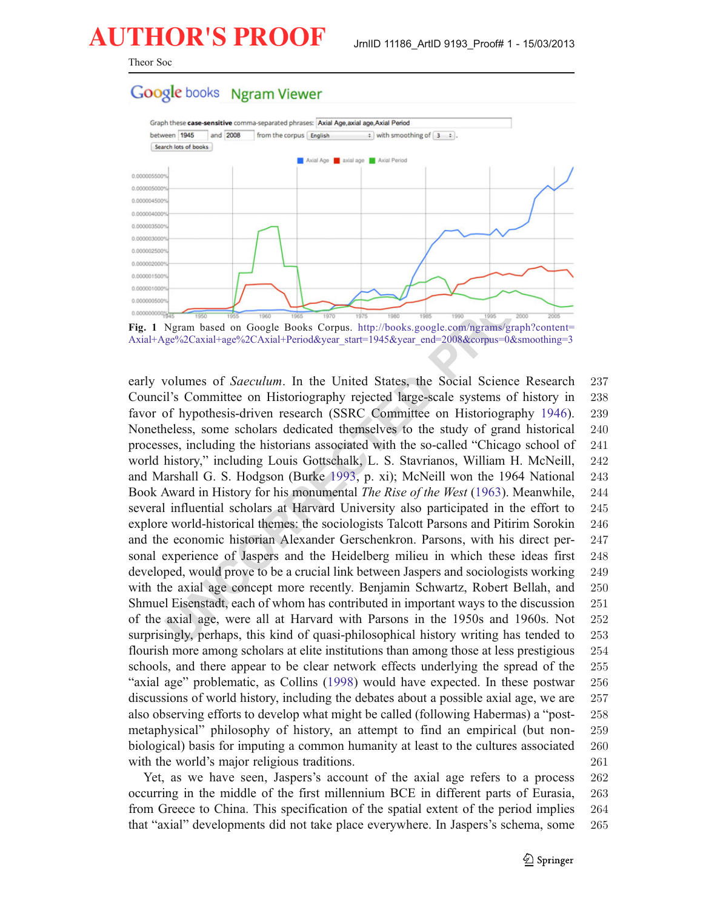**Fig. 1** Ngram based on Google Books Corpus. http://books.google.com/ngrams/graph?content=Axial+Age%2Caxial+age%2CAxial+Period&year_start=1945&year_end=2008&corpus=0&smoothing=3

early volumes of *Saeculum*. In the United States, the Social Science Research Council's Committee on Historiography rejected large-scale systems of history in favor of hypothesis-driven research (SSRC Committee on Historiography 1946). Nonetheless, some scholars dedicated themselves to the study of grand historical processes, including the historians associated with the so-called "Chicago school of world history," including Louis Gottschalk, L. S. Stavrianos, William H. McNeill, and Marshall G. S. Hodgson (Burke 1993, p. xi); McNeill won the 1964 National Book Award in History for his monumental *The Rise of the West* (1963). Meanwhile, several influential scholars at Harvard University also participated in the effort to explore world-historical themes: the sociologists Talcott Parsons and Pitirim Sorokin and the economic historian Alexander Gerschenkron. Parsons, with his direct personal experience of Jaspers and the Heidelberg milieu in which these ideas first developed, would prove to be a crucial link between Jaspers and sociologists working with the axial age concept more recently. Benjamin Schwartz, Robert Bellah, and Shmuel Eisenstadt, each of whom has contributed in important ways to the discussion of the axial age, were all at Harvard with Parsons in the 1950s and 1960s. Not surprisingly, perhaps, this kind of quasi-philosophical history writing has tended to flourish more among scholars at elite institutions than among those at less prestigious schools, and there appear to be clear network effects underlying the spread of the "axial age" problematic, as Collins (1998) would have expected. In these postwar discussions of world history, including the debates about a possible axial age, we are also observing efforts to develop what might be called (following Habermas) a "post-metaphysical" philosophy of history, an attempt to find an empirical (but non-biological) basis for imputing a common humanity at least to the cultures associated with the world's major religious traditions.

Yet, as we have seen, Jaspers's account of the axial age refers to a process occurring in the middle of the first millennium BCE in different parts of Eurasia, from Greece to China. This specification of the spatial extent of the period implies that "axial" developments did not take place everywhere. In Jaspers's schema, some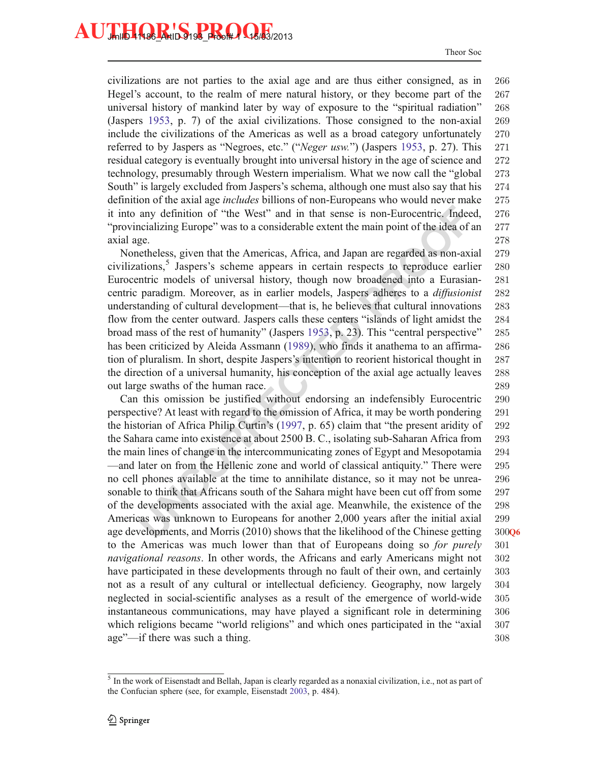civilizations are not parties to the axial age and are thus either consigned, as in Hegel's account, to the realm of mere natural history, or they become part of the universal history of mankind later by way of exposure to the "spiritual radiation" (Jaspers 1953, p. 7) of the axial civilizations. Those consigned to the non-axial include the civilizations of the Americas as well as a broad category unfortunately referred to by Jaspers as "Negroes, etc." ("*Neger usw.*") (Jaspers 1953, p. 27). This residual category is eventually brought into universal history in the age of science and technology, presumably through Western imperialism. What we now call the "global South" is largely excluded from Jaspers's schema, although one must also say that his definition of the axial age *includes* billions of non-Europeans who would never make it into any definition of "the West" and in that sense is non-Eurocentric. Indeed, "provincializing Europe" was to a considerable extent the main point of the idea of an axial age.

Nonetheless, given that the Americas, Africa, and Japan are regarded as non-axial civilizations,[5] Jaspers's scheme appears in certain respects to reproduce earlier Eurocentric models of universal history, though now broadened into a Eurasian-centric paradigm. Moreover, as in earlier models, Jaspers adheres to a *diffusionist* understanding of cultural development—that is, he believes that cultural innovations flow from the center outward. Jaspers calls these centers "islands of light amidst the broad mass of the rest of humanity" (Jaspers 1953, p. 23). This "central perspective" has been criticized by Aleida Assmann (1989), who finds it anathema to an affirmation of pluralism. In short, despite Jaspers's intention to reorient historical thought in the direction of a universal humanity, his conception of the axial age actually leaves out large swaths of the human race.

Can this omission be justified without endorsing an indefensibly Eurocentric perspective? At least with regard to the omission of Africa, it may be worth pondering the historian of Africa Philip Curtin's (1997, p. 65) claim that "the present aridity of the Sahara came into existence at about 2500 B. C., isolating sub-Saharan Africa from the main lines of change in the intercommunicating zones of Egypt and Mesopotamia —and later on from the Hellenic zone and world of classical antiquity." There were no cell phones available at the time to annihilate distance, so it may not be unreasonable to think that Africans south of the Sahara might have been cut off from some of the developments associated with the axial age. Meanwhile, the existence of the Americas was unknown to Europeans for another 2,000 years after the initial axial age developments, and Morris (2010) shows that the likelihood of the Chinese getting to the Americas was much lower than that of Europeans doing so *for purely navigational reasons*. In other words, the Africans and early Americans might not have participated in these developments through no fault of their own, and certainly not as a result of any cultural or intellectual deficiency. Geography, now largely neglected in social-scientific analyses as a result of the emergence of world-wide instantaneous communications, may have played a significant role in determining which religions became "world religions" and which ones participated in the "axial age"—if there was such a thing.

[5] In the work of Eisenstadt and Bellah, Japan is clearly regarded as a nonaxial civilization, i.e., not as part of the Confucian sphere (see, for example, Eisenstadt 2003, p. 484).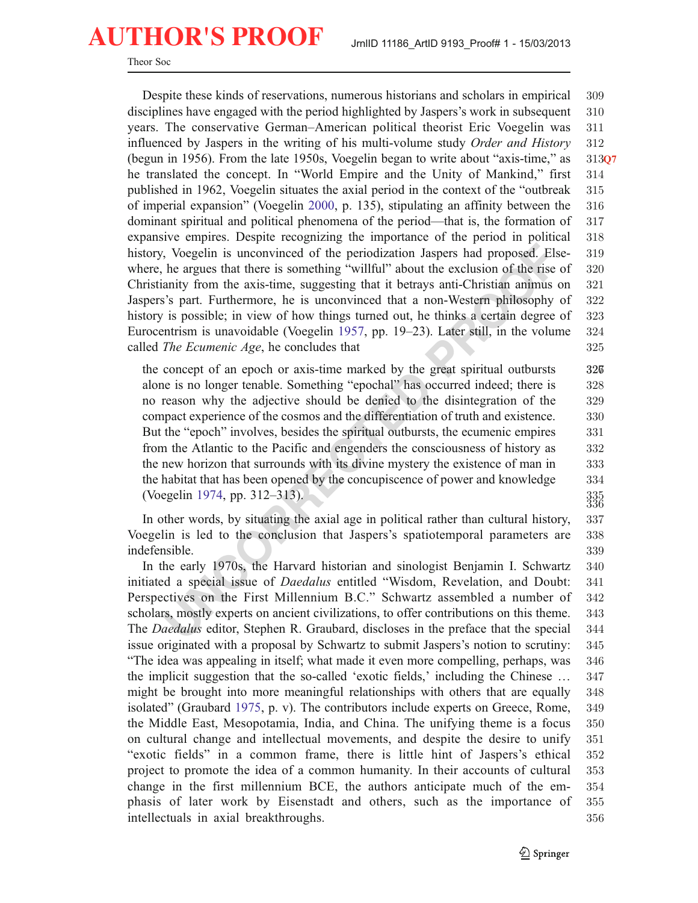Despite these kinds of reservations, numerous historians and scholars in empirical disciplines have engaged with the period highlighted by Jaspers's work in subsequent years. The conservative German–American political theorist Eric Voegelin was influenced by Jaspers in the writing of his multi-volume study *Order and History* (begun in 1956). From the late 1950s, Voegelin began to write about "axis-time," as he translated the concept. In "World Empire and the Unity of Mankind," first published in 1962, Voegelin situates the axial period in the context of the "outbreak of imperial expansion" (Voegelin 2000, p. 135), stipulating an affinity between the dominant spiritual and political phenomena of the period—that is, the formation of expansive empires. Despite recognizing the importance of the period in political history, Voegelin is unconvinced of the periodization Jaspers had proposed. Elsewhere, he argues that there is something "willful" about the exclusion of the rise of Christianity from the axis-time, suggesting that it betrays anti-Christian animus on Jaspers's part. Furthermore, he is unconvinced that a non-Western philosophy of history is possible; in view of how things turned out, he thinks a certain degree of Eurocentrism is unavoidable (Voegelin 1957, pp. 19–23). Later still, in the volume called *The Ecumenic Age*, he concludes that

> the concept of an epoch or axis-time marked by the great spiritual outbursts alone is no longer tenable. Something "epochal" has occurred indeed; there is no reason why the adjective should be denied to the disintegration of the compact experience of the cosmos and the differentiation of truth and existence. But the "epoch" involves, besides the spiritual outbursts, the ecumenic empires from the Atlantic to the Pacific and engenders the consciousness of history as the new horizon that surrounds with its divine mystery the existence of man in the habitat that has been opened by the concupiscence of power and knowledge (Voegelin 1974, pp. 312–313).

In other words, by situating the axial age in political rather than cultural history, Voegelin is led to the conclusion that Jaspers's spatiotemporal parameters are indefensible.

In the early 1970s, the Harvard historian and sinologist Benjamin I. Schwartz initiated a special issue of *Daedalus* entitled "Wisdom, Revelation, and Doubt: Perspectives on the First Millennium B.C." Schwartz assembled a number of scholars, mostly experts on ancient civilizations, to offer contributions on this theme. The *Daedalus* editor, Stephen R. Graubard, discloses in the preface that the special issue originated with a proposal by Schwartz to submit Jaspers's notion to scrutiny: "The idea was appealing in itself; what made it even more compelling, perhaps, was the implicit suggestion that the so-called 'exotic fields,' including the Chinese … might be brought into more meaningful relationships with others that are equally isolated" (Graubard 1975, p. v). The contributors include experts on Greece, Rome, the Middle East, Mesopotamia, India, and China. The unifying theme is a focus on cultural change and intellectual movements, and despite the desire to unify "exotic fields" in a common frame, there is little hint of Jaspers's ethical project to promote the idea of a common humanity. In their accounts of cultural change in the first millennium BCE, the authors anticipate much of the emphasis of later work by Eisenstadt and others, such as the importance of intellectuals in axial breakthroughs.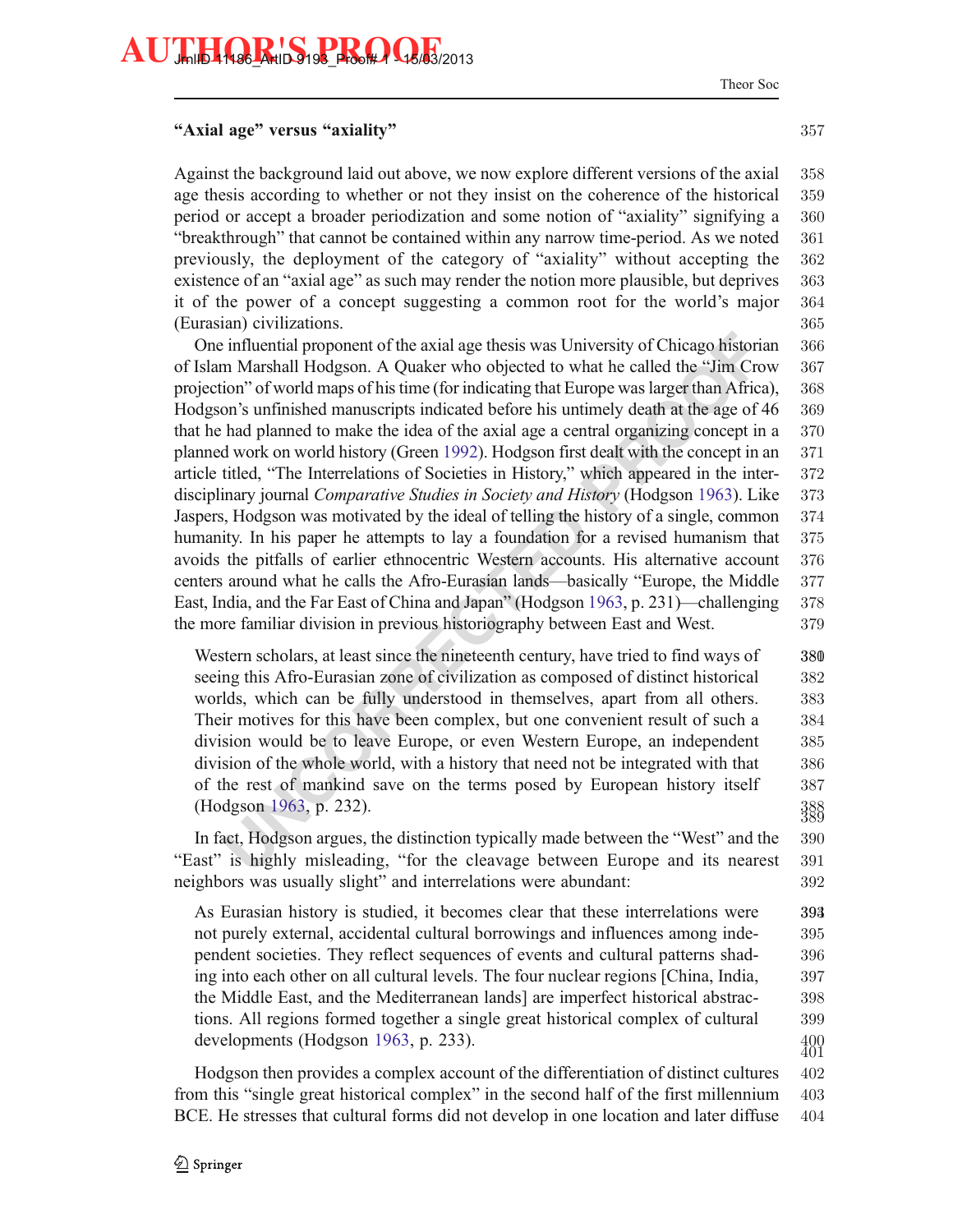### "Axial age" versus "axiality"

Against the background laid out above, we now explore different versions of the axial age thesis according to whether or not they insist on the coherence of the historical period or accept a broader periodization and some notion of "axiality" signifying a "breakthrough" that cannot be contained within any narrow time-period. As we noted previously, the deployment of the category of "axiality" without accepting the existence of an "axial age" as such may render the notion more plausible, but deprives it of the power of a concept suggesting a common root for the world's major (Eurasian) civilizations.

One influential proponent of the axial age thesis was University of Chicago historian of Islam Marshall Hodgson. A Quaker who objected to what he called the "Jim Crow projection" of world maps of his time (for indicating that Europe was larger than Africa), Hodgson's unfinished manuscripts indicated before his untimely death at the age of 46 that he had planned to make the idea of the axial age a central organizing concept in a planned work on world history (Green 1992). Hodgson first dealt with the concept in an article titled, "The Interrelations of Societies in History," which appeared in the interdisciplinary journal *Comparative Studies in Society and History* (Hodgson 1963). Like Jaspers, Hodgson was motivated by the ideal of telling the history of a single, common humanity. In his paper he attempts to lay a foundation for a revised humanism that avoids the pitfalls of earlier ethnocentric Western accounts. His alternative account centers around what he calls the Afro-Eurasian lands—basically "Europe, the Middle East, India, and the Far East of China and Japan" (Hodgson 1963, p. 231)—challenging the more familiar division in previous historiography between East and West.

> Western scholars, at least since the nineteenth century, have tried to find ways of seeing this Afro-Eurasian zone of civilization as composed of distinct historical worlds, which can be fully understood in themselves, apart from all others. Their motives for this have been complex, but one convenient result of such a division would be to leave Europe, or even Western Europe, an independent division of the whole world, with a history that need not be integrated with that of the rest of mankind save on the terms posed by European history itself (Hodgson 1963, p. 232).

In fact, Hodgson argues, the distinction typically made between the "West" and the "East" is highly misleading, "for the cleavage between Europe and its nearest neighbors was usually slight" and interrelations were abundant:

> As Eurasian history is studied, it becomes clear that these interrelations were not purely external, accidental cultural borrowings and influences among independent societies. They reflect sequences of events and cultural patterns shading into each other on all cultural levels. The four nuclear regions [China, India, the Middle East, and the Mediterranean lands] are imperfect historical abstractions. All regions formed together a single great historical complex of cultural developments (Hodgson 1963, p. 233).

Hodgson then provides a complex account of the differentiation of distinct cultures from this "single great historical complex" in the second half of the first millennium BCE. He stresses that cultural forms did not develop in one location and later diffuse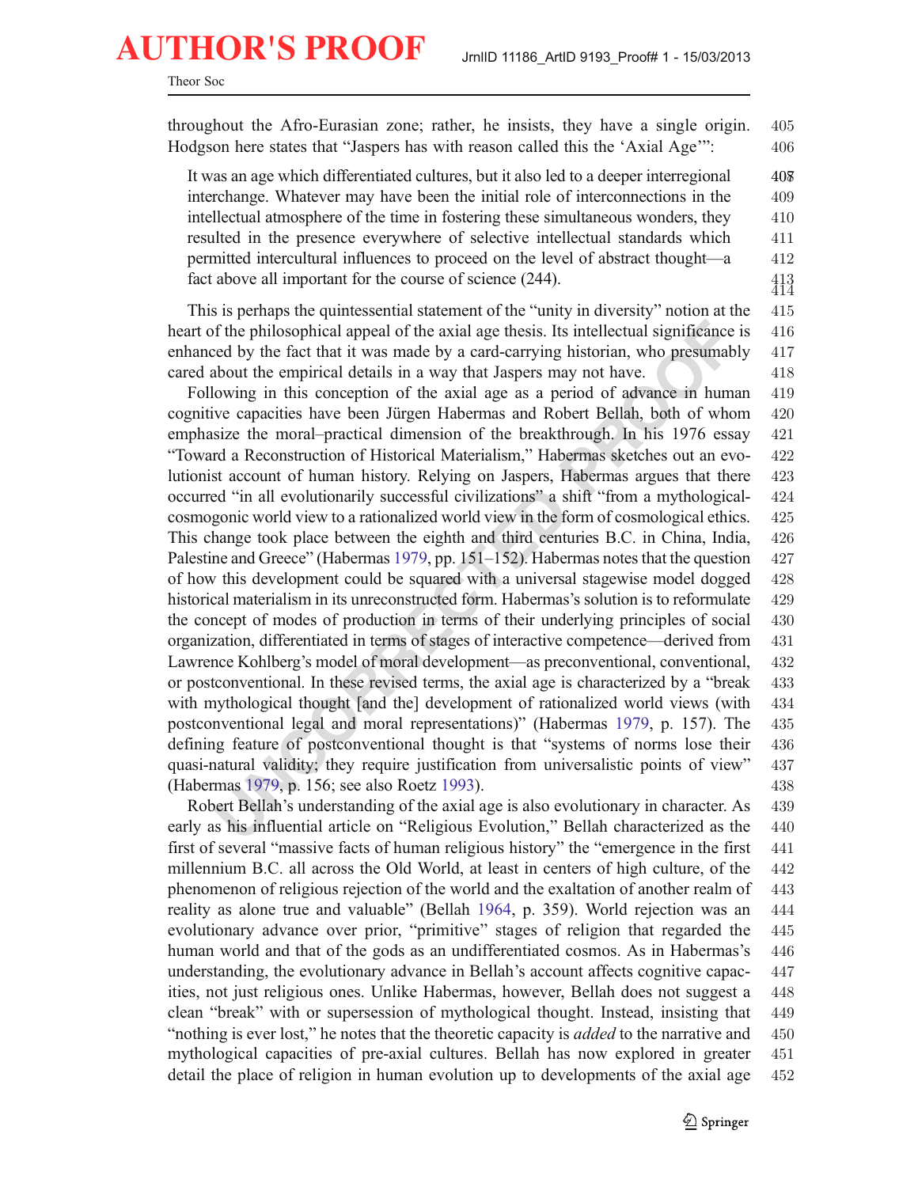throughout the Afro-Eurasian zone; rather, he insists, they have a single origin. Hodgson here states that "Jaspers has with reason called this the 'Axial Age'":

> It was an age which differentiated cultures, but it also led to a deeper interregional interchange. Whatever may have been the initial role of interconnections in the intellectual atmosphere of the time in fostering these simultaneous wonders, they resulted in the presence everywhere of selective intellectual standards which permitted intercultural influences to proceed on the level of abstract thought—a fact above all important for the course of science (244).

This is perhaps the quintessential statement of the "unity in diversity" notion at the heart of the philosophical appeal of the axial age thesis. Its intellectual significance is enhanced by the fact that it was made by a card-carrying historian, who presumably cared about the empirical details in a way that Jaspers may not have.

Following in this conception of the axial age as a period of advance in human cognitive capacities have been Jürgen Habermas and Robert Bellah, both of whom emphasize the moral–practical dimension of the breakthrough. In his 1976 essay "Toward a Reconstruction of Historical Materialism," Habermas sketches out an evolutionist account of human history. Relying on Jaspers, Habermas argues that there occurred "in all evolutionarily successful civilizations" a shift "from a mythological-cosmogonic world view to a rationalized world view in the form of cosmological ethics. This change took place between the eighth and third centuries B.C. in China, India, Palestine and Greece" (Habermas 1979, pp. 151–152). Habermas notes that the question of how this development could be squared with a universal stagewise model dogged historical materialism in its unreconstructed form. Habermas's solution is to reformulate the concept of modes of production in terms of their underlying principles of social organization, differentiated in terms of stages of interactive competence—derived from Lawrence Kohlberg's model of moral development—as preconventional, conventional, or postconventional. In these revised terms, the axial age is characterized by a "break with mythological thought [and the] development of rationalized world views (with postconventional legal and moral representations)" (Habermas 1979, p. 157). The defining feature of postconventional thought is that "systems of norms lose their quasi-natural validity; they require justification from universalistic points of view" (Habermas 1979, p. 156; see also Roetz 1993).

Robert Bellah's understanding of the axial age is also evolutionary in character. As early as his influential article on "Religious Evolution," Bellah characterized as the first of several "massive facts of human religious history" the "emergence in the first millennium B.C. all across the Old World, at least in centers of high culture, of the phenomenon of religious rejection of the world and the exaltation of another realm of reality as alone true and valuable" (Bellah 1964, p. 359). World rejection was an evolutionary advance over prior, "primitive" stages of religion that regarded the human world and that of the gods as an undifferentiated cosmos. As in Habermas's understanding, the evolutionary advance in Bellah's account affects cognitive capacities, not just religious ones. Unlike Habermas, however, Bellah does not suggest a clean "break" with or supersession of mythological thought. Instead, insisting that "nothing is ever lost," he notes that the theoretic capacity is *added* to the narrative and mythological capacities of pre-axial cultures. Bellah has now explored in greater detail the place of religion in human evolution up to developments of the axial age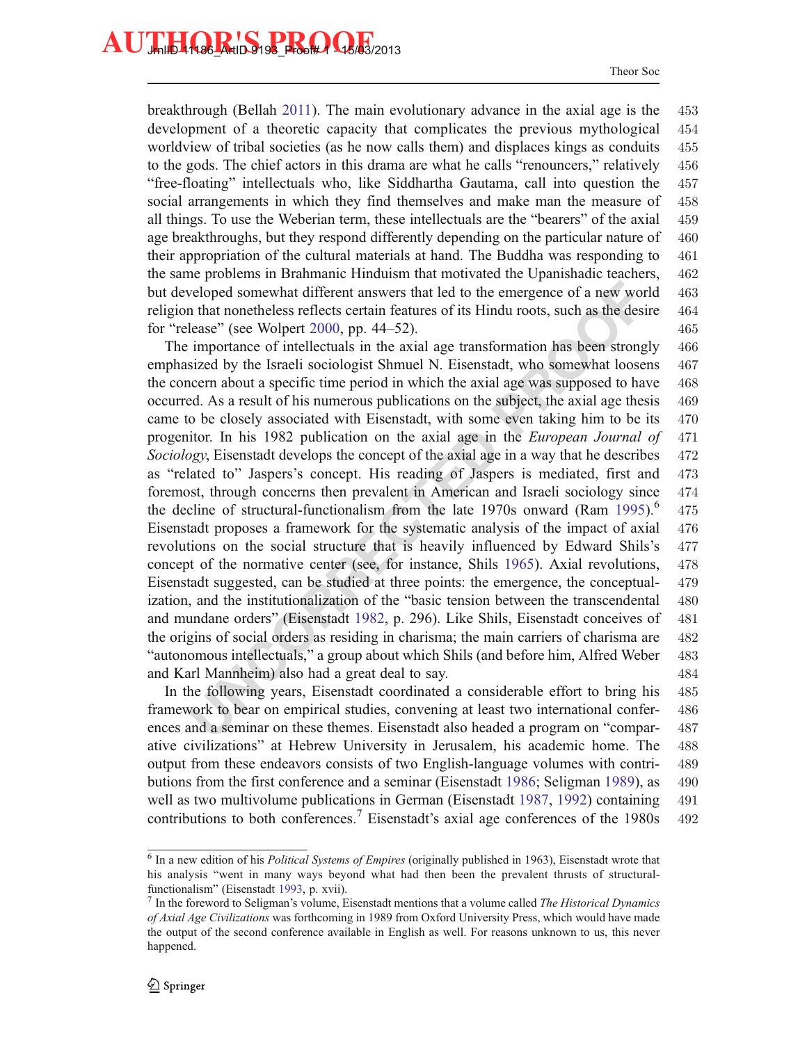breakthrough (Bellah 2011). The main evolutionary advance in the axial age is the development of a theoretic capacity that complicates the previous mythological worldview of tribal societies (as he now calls them) and displaces kings as conduits to the gods. The chief actors in this drama are what he calls "renouncers," relatively "free-floating" intellectuals who, like Siddhartha Gautama, call into question the social arrangements in which they find themselves and make man the measure of all things. To use the Weberian term, these intellectuals are the "bearers" of the axial age breakthroughs, but they respond differently depending on the particular nature of their appropriation of the cultural materials at hand. The Buddha was responding to the same problems in Brahmanic Hinduism that motivated the Upanishadic teachers, but developed somewhat different answers that led to the emergence of a new world religion that nonetheless reflects certain features of its Hindu roots, such as the desire for "release" (see Wolpert 2000, pp. 44–52).

The importance of intellectuals in the axial age transformation has been strongly emphasized by the Israeli sociologist Shmuel N. Eisenstadt, who somewhat loosens the concern about a specific time period in which the axial age was supposed to have occurred. As a result of his numerous publications on the subject, the axial age thesis came to be closely associated with Eisenstadt, with some even taking him to be its progenitor. In his 1982 publication on the axial age in the *European Journal of Sociology*, Eisenstadt develops the concept of the axial age in a way that he describes as "related to" Jaspers's concept. His reading of Jaspers is mediated, first and foremost, through concerns then prevalent in American and Israeli sociology since the decline of structural-functionalism from the late 1970s onward (Ram 1995).[6] Eisenstadt proposes a framework for the systematic analysis of the impact of axial revolutions on the social structure that is heavily influenced by Edward Shils's concept of the normative center (see, for instance, Shils 1965). Axial revolutions, Eisenstadt suggested, can be studied at three points: the emergence, the conceptualization, and the institutionalization of the "basic tension between the transcendental and mundane orders" (Eisenstadt 1982, p. 296). Like Shils, Eisenstadt conceives of the origins of social orders as residing in charisma; the main carriers of charisma are "autonomous intellectuals," a group about which Shils (and before him, Alfred Weber and Karl Mannheim) also had a great deal to say.

In the following years, Eisenstadt coordinated a considerable effort to bring his framework to bear on empirical studies, convening at least two international conferences and a seminar on these themes. Eisenstadt also headed a program on "comparative civilizations" at Hebrew University in Jerusalem, his academic home. The output from these endeavors consists of two English-language volumes with contributions from the first conference and a seminar (Eisenstadt 1986; Seligman 1989), as well as two multivolume publications in German (Eisenstadt 1987, 1992) containing contributions to both conferences.[7] Eisenstadt's axial age conferences of the 1980s

---

[6] In a new edition of his *Political Systems of Empires* (originally published in 1963), Eisenstadt wrote that his analysis "went in many ways beyond what had then been the prevalent thrusts of structural-functionalism" (Eisenstadt 1993, p. xvii).

[7] In the foreword to Seligman's volume, Eisenstadt mentions that a volume called *The Historical Dynamics of Axial Age Civilizations* was forthcoming in 1989 from Oxford University Press, which would have made the output of the second conference available in English as well. For reasons unknown to us, this never happened.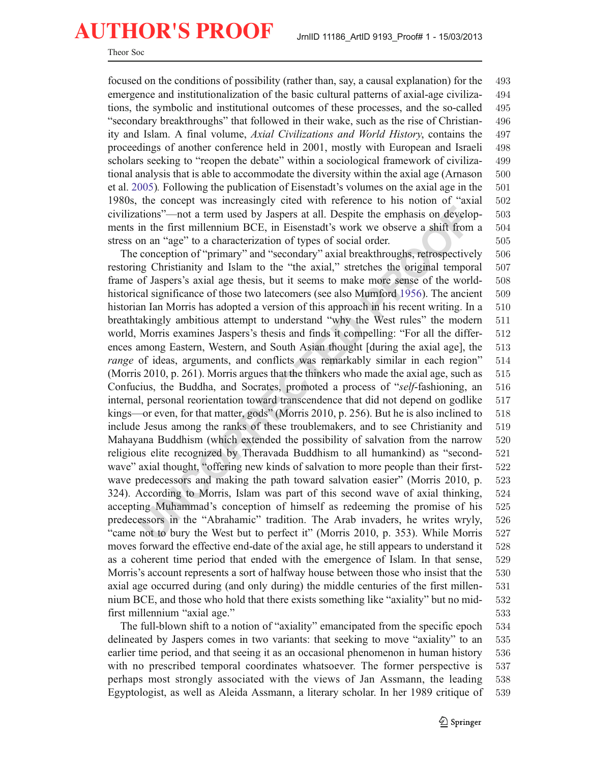focused on the conditions of possibility (rather than, say, a causal explanation) for the emergence and institutionalization of the basic cultural patterns of axial-age civilizations, the symbolic and institutional outcomes of these processes, and the so-called "secondary breakthroughs" that followed in their wake, such as the rise of Christianity and Islam. A final volume, *Axial Civilizations and World History*, contains the proceedings of another conference held in 2001, mostly with European and Israeli scholars seeking to "reopen the debate" within a sociological framework of civilizational analysis that is able to accommodate the diversity within the axial age (Arnason et al. 2005). Following the publication of Eisenstadt's volumes on the axial age in the 1980s, the concept was increasingly cited with reference to his notion of "axial civilizations"—not a term used by Jaspers at all. Despite the emphasis on developments in the first millennium BCE, in Eisenstadt's work we observe a shift from a stress on an "age" to a characterization of types of social order.

The conception of "primary" and "secondary" axial breakthroughs, retrospectively restoring Christianity and Islam to the "the axial," stretches the original temporal frame of Jaspers's axial age thesis, but it seems to make more sense of the world-historical significance of those two latecomers (see also Mumford 1956). The ancient historian Ian Morris has adopted a version of this approach in his recent writing. In a breathtakingly ambitious attempt to understand "why the West rules" the modern world, Morris examines Jaspers's thesis and finds it compelling: "For all the differences among Eastern, Western, and South Asian thought [during the axial age], the *range* of ideas, arguments, and conflicts was remarkably similar in each region" (Morris 2010, p. 261). Morris argues that the thinkers who made the axial age, such as Confucius, the Buddha, and Socrates, promoted a process of "*self*-fashioning, an internal, personal reorientation toward transcendence that did not depend on godlike kings—or even, for that matter, gods" (Morris 2010, p. 256). But he is also inclined to include Jesus among the ranks of these troublemakers, and to see Christianity and Mahayana Buddhism (which extended the possibility of salvation from the narrow religious elite recognized by Theravada Buddhism to all humankind) as "second-wave" axial thought, "offering new kinds of salvation to more people than their first-wave predecessors and making the path toward salvation easier" (Morris 2010, p. 324). According to Morris, Islam was part of this second wave of axial thinking, accepting Muhammad's conception of himself as redeeming the promise of his predecessors in the "Abrahamic" tradition. The Arab invaders, he writes wryly, "came not to bury the West but to perfect it" (Morris 2010, p. 353). While Morris moves forward the effective end-date of the axial age, he still appears to understand it as a coherent time period that ended with the emergence of Islam. In that sense, Morris's account represents a sort of halfway house between those who insist that the axial age occurred during (and only during) the middle centuries of the first millennium BCE, and those who hold that there exists something like "axiality" but no mid-first millennium "axial age."

The full-blown shift to a notion of "axiality" emancipated from the specific epoch delineated by Jaspers comes in two variants: that seeking to move "axiality" to an earlier time period, and that seeing it as an occasional phenomenon in human history with no prescribed temporal coordinates whatsoever. The former perspective is perhaps most strongly associated with the views of Jan Assmann, the leading Egyptologist, as well as Aleida Assmann, a literary scholar. In her 1989 critique of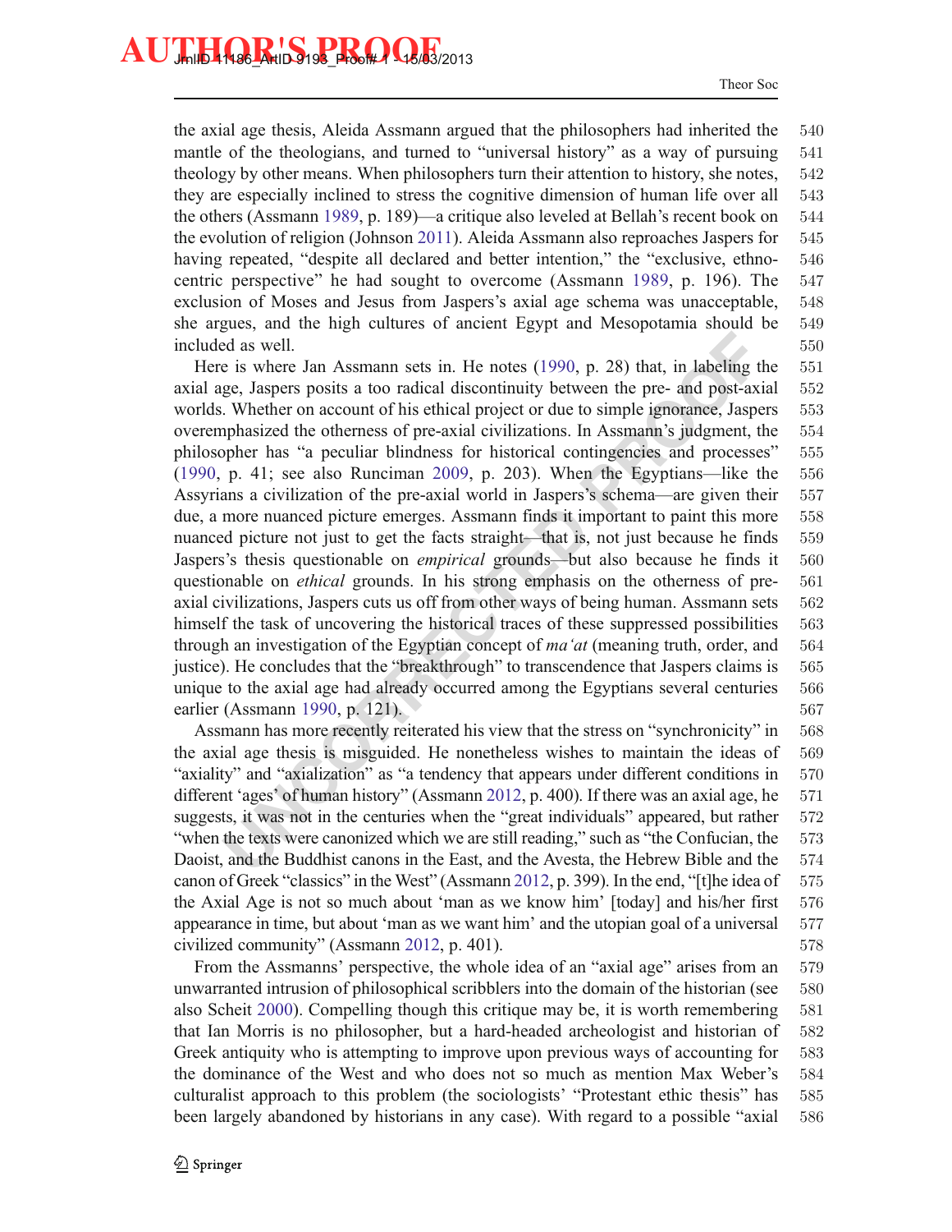the axial age thesis, Aleida Assmann argued that the philosophers had inherited the mantle of the theologians, and turned to "universal history" as a way of pursuing theology by other means. When philosophers turn their attention to history, she notes, they are especially inclined to stress the cognitive dimension of human life over all the others (Assmann 1989, p. 189)—a critique also leveled at Bellah's recent book on the evolution of religion (Johnson 2011). Aleida Assmann also reproaches Jaspers for having repeated, "despite all declared and better intention," the "exclusive, ethnocentric perspective" he had sought to overcome (Assmann 1989, p. 196). The exclusion of Moses and Jesus from Jaspers's axial age schema was unacceptable, she argues, and the high cultures of ancient Egypt and Mesopotamia should be included as well.

Here is where Jan Assmann sets in. He notes (1990, p. 28) that, in labeling the axial age, Jaspers posits a too radical discontinuity between the pre- and post-axial worlds. Whether on account of his ethical project or due to simple ignorance, Jaspers overemphasized the otherness of pre-axial civilizations. In Assmann's judgment, the philosopher has "a peculiar blindness for historical contingencies and processes" (1990, p. 41; see also Runciman 2009, p. 203). When the Egyptians—like the Assyrians a civilization of the pre-axial world in Jaspers's schema—are given their due, a more nuanced picture emerges. Assmann finds it important to paint this more nuanced picture not just to get the facts straight—that is, not just because he finds Jaspers's thesis questionable on *empirical* grounds—but also because he finds it questionable on *ethical* grounds. In his strong emphasis on the otherness of pre-axial civilizations, Jaspers cuts us off from other ways of being human. Assmann sets himself the task of uncovering the historical traces of these suppressed possibilities through an investigation of the Egyptian concept of *ma'at* (meaning truth, order, and justice). He concludes that the "breakthrough" to transcendence that Jaspers claims is unique to the axial age had already occurred among the Egyptians several centuries earlier (Assmann 1990, p. 121).

Assmann has more recently reiterated his view that the stress on "synchronicity" in the axial age thesis is misguided. He nonetheless wishes to maintain the ideas of "axiality" and "axialization" as "a tendency that appears under different conditions in different 'ages' of human history" (Assmann 2012, p. 400). If there was an axial age, he suggests, it was not in the centuries when the "great individuals" appeared, but rather "when the texts were canonized which we are still reading," such as "the Confucian, the Daoist, and the Buddhist canons in the East, and the Avesta, the Hebrew Bible and the canon of Greek "classics" in the West" (Assmann 2012, p. 399). In the end, "[t]he idea of the Axial Age is not so much about 'man as we know him' [today] and his/her first appearance in time, but about 'man as we want him' and the utopian goal of a universal civilized community" (Assmann 2012, p. 401).

From the Assmanns' perspective, the whole idea of an "axial age" arises from an unwarranted intrusion of philosophical scribblers into the domain of the historian (see also Scheit 2000). Compelling though this critique may be, it is worth remembering that Ian Morris is no philosopher, but a hard-headed archeologist and historian of Greek antiquity who is attempting to improve upon previous ways of accounting for the dominance of the West and who does not so much as mention Max Weber's culturalist approach to this problem (the sociologists' "Protestant ethic thesis" has been largely abandoned by historians in any case). With regard to a possible "axial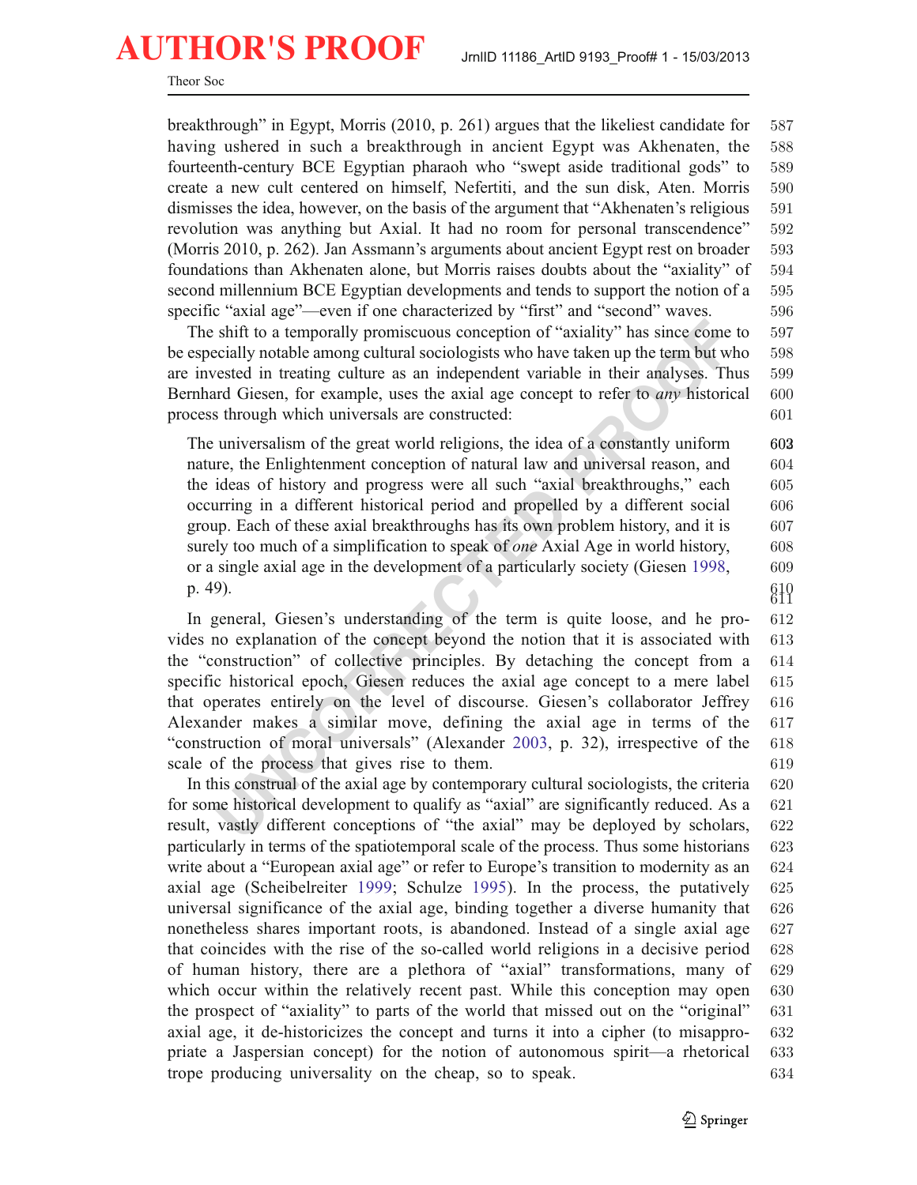breakthrough" in Egypt, Morris (2010, p. 261) argues that the likeliest candidate for having ushered in such a breakthrough in ancient Egypt was Akhenaten, the fourteenth-century BCE Egyptian pharaoh who "swept aside traditional gods" to create a new cult centered on himself, Nefertiti, and the sun disk, Aten. Morris dismisses the idea, however, on the basis of the argument that "Akhenaten's religious revolution was anything but Axial. It had no room for personal transcendence" (Morris 2010, p. 262). Jan Assmann's arguments about ancient Egypt rest on broader foundations than Akhenaten alone, but Morris raises doubts about the "axiality" of second millennium BCE Egyptian developments and tends to support the notion of a specific "axial age"—even if one characterized by "first" and "second" waves.

The shift to a temporally promiscuous conception of "axiality" has since come to be especially notable among cultural sociologists who have taken up the term but who are invested in treating culture as an independent variable in their analyses. Thus Bernhard Giesen, for example, uses the axial age concept to refer to *any* historical process through which universals are constructed:

> The universalism of the great world religions, the idea of a constantly uniform nature, the Enlightenment conception of natural law and universal reason, and the ideas of history and progress were all such "axial breakthroughs," each occurring in a different historical period and propelled by a different social group. Each of these axial breakthroughs has its own problem history, and it is surely too much of a simplification to speak of *one* Axial Age in world history, or a single axial age in the development of a particularly society (Giesen 1998, p. 49).

In general, Giesen's understanding of the term is quite loose, and he provides no explanation of the concept beyond the notion that it is associated with the "construction" of collective principles. By detaching the concept from a specific historical epoch, Giesen reduces the axial age concept to a mere label that operates entirely on the level of discourse. Giesen's collaborator Jeffrey Alexander makes a similar move, defining the axial age in terms of the "construction of moral universals" (Alexander 2003, p. 32), irrespective of the scale of the process that gives rise to them.

In this construal of the axial age by contemporary cultural sociologists, the criteria for some historical development to qualify as "axial" are significantly reduced. As a result, vastly different conceptions of "the axial" may be deployed by scholars, particularly in terms of the spatiotemporal scale of the process. Thus some historians write about a "European axial age" or refer to Europe's transition to modernity as an axial age (Scheibelreiter 1999; Schulze 1995). In the process, the putatively universal significance of the axial age, binding together a diverse humanity that nonetheless shares important roots, is abandoned. Instead of a single axial age that coincides with the rise of the so-called world religions in a decisive period of human history, there are a plethora of "axial" transformations, many of which occur within the relatively recent past. While this conception may open the prospect of "axiality" to parts of the world that missed out on the "original" axial age, it de-historicizes the concept and turns it into a cipher (to misappropriate a Jaspersian concept) for the notion of autonomous spirit—a rhetorical trope producing universality on the cheap, so to speak.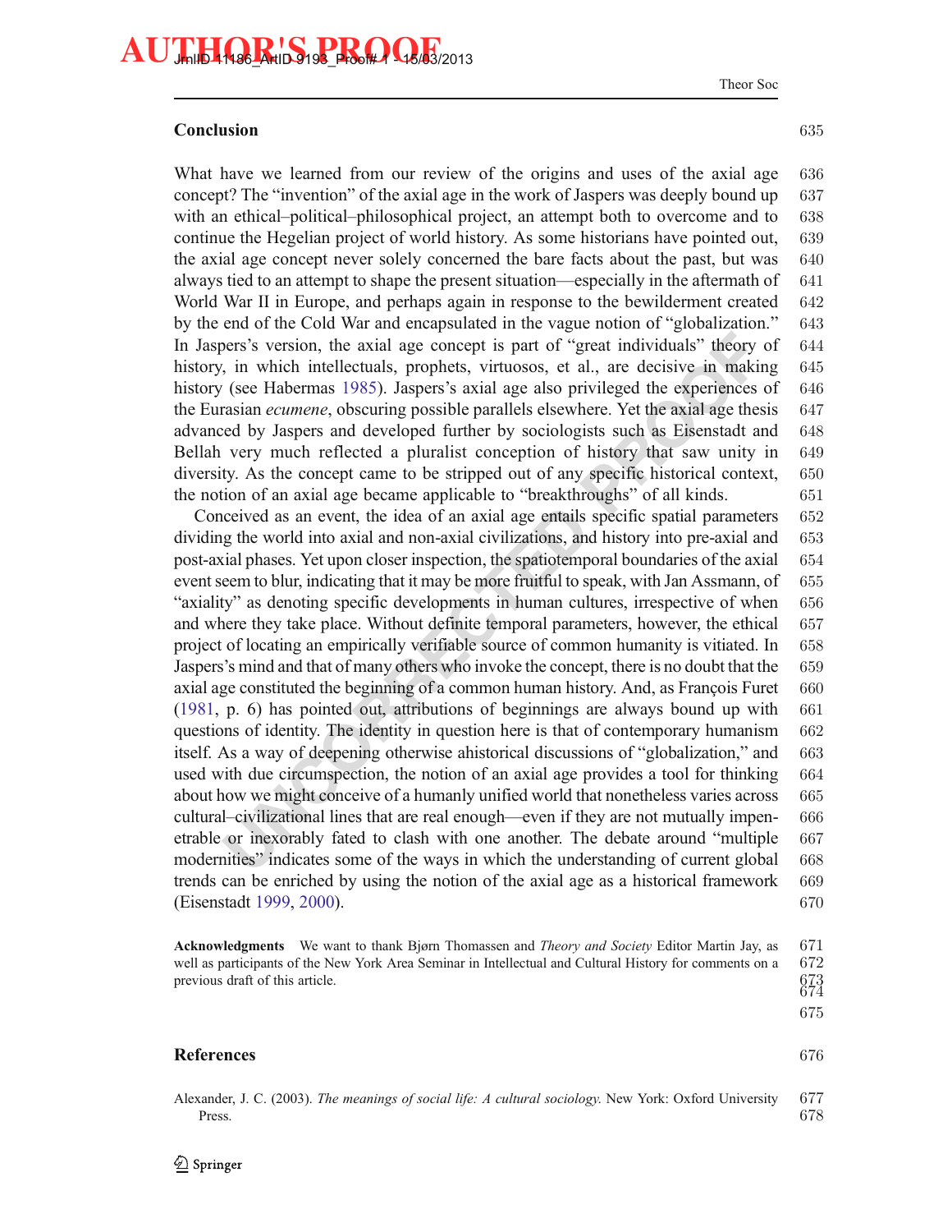## Conclusion

What have we learned from our review of the origins and uses of the axial age concept? The "invention" of the axial age in the work of Jaspers was deeply bound up with an ethical–political–philosophical project, an attempt both to overcome and to continue the Hegelian project of world history. As some historians have pointed out, the axial age concept never solely concerned the bare facts about the past, but was always tied to an attempt to shape the present situation—especially in the aftermath of World War II in Europe, and perhaps again in response to the bewilderment created by the end of the Cold War and encapsulated in the vague notion of "globalization." In Jaspers's version, the axial age concept is part of "great individuals" theory of history, in which intellectuals, prophets, virtuosos, et al., are decisive in making history (see Habermas 1985). Jaspers's axial age also privileged the experiences of the Eurasian *ecumene*, obscuring possible parallels elsewhere. Yet the axial age thesis advanced by Jaspers and developed further by sociologists such as Eisenstadt and Bellah very much reflected a pluralist conception of history that saw unity in diversity. As the concept came to be stripped out of any specific historical context, the notion of an axial age became applicable to "breakthroughs" of all kinds.

Conceived as an event, the idea of an axial age entails specific spatial parameters dividing the world into axial and non-axial civilizations, and history into pre-axial and post-axial phases. Yet upon closer inspection, the spatiotemporal boundaries of the axial event seem to blur, indicating that it may be more fruitful to speak, with Jan Assmann, of "axiality" as denoting specific developments in human cultures, irrespective of when and where they take place. Without definite temporal parameters, however, the ethical project of locating an empirically verifiable source of common humanity is vitiated. In Jaspers's mind and that of many others who invoke the concept, there is no doubt that the axial age constituted the beginning of a common human history. And, as François Furet (1981, p. 6) has pointed out, attributions of beginnings are always bound up with questions of identity. The identity in question here is that of contemporary humanism itself. As a way of deepening otherwise ahistorical discussions of "globalization," and used with due circumspection, the notion of an axial age provides a tool for thinking about how we might conceive of a humanly unified world that nonetheless varies across cultural–civilizational lines that are real enough—even if they are not mutually impenetrable or inexorably fated to clash with one another. The debate around "multiple modernities" indicates some of the ways in which the understanding of current global trends can be enriched by using the notion of the axial age as a historical framework (Eisenstadt 1999, 2000).

**Acknowledgments** We want to thank Bjørn Thomassen and *Theory and Society* Editor Martin Jay, as well as participants of the New York Area Seminar in Intellectual and Cultural History for comments on a previous draft of this article.

## References

Alexander, J. C. (2003). *The meanings of social life: A cultural sociology.* New York: Oxford University Press.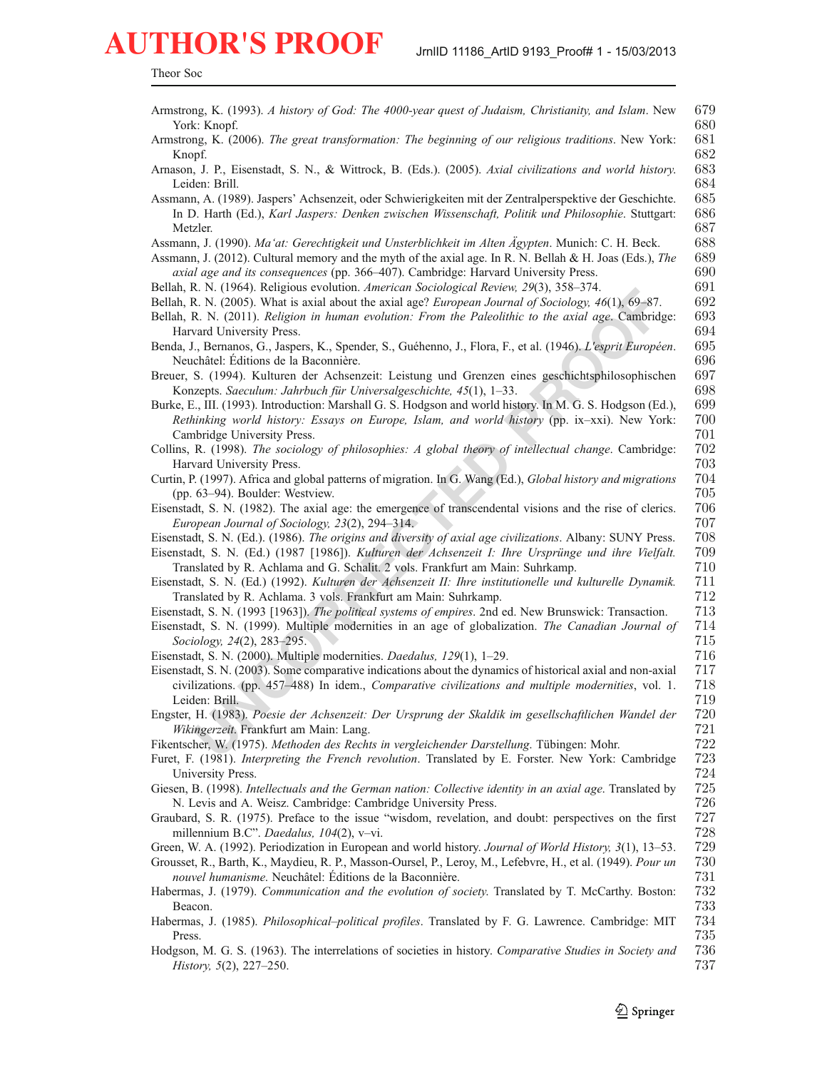Armstrong, K. (1993). *A history of God: The 4000-year quest of Judaism, Christianity, and Islam*. New York: Knopf.

Armstrong, K. (2006). *The great transformation: The beginning of our religious traditions*. New York: Knopf.

Arnason, J. P., Eisenstadt, S. N., & Wittrock, B. (Eds.). (2005). *Axial civilizations and world history*. Leiden: Brill.

Assmann, A. (1989). Jaspers' Achsenzeit, oder Schwierigkeiten mit der Zentralperspektive der Geschichte. In D. Harth (Ed.), *Karl Jaspers: Denken zwischen Wissenschaft, Politik und Philosophie*. Stuttgart: Metzler.

Assmann, J. (1990). *Ma'at: Gerechtigkeit und Unsterblichkeit im Alten Ägypten*. Munich: C. H. Beck.

Assmann, J. (2012). Cultural memory and the myth of the axial age. In R. N. Bellah & H. Joas (Eds.), *The axial age and its consequences* (pp. 366–407). Cambridge: Harvard University Press.

Bellah, R. N. (1964). Religious evolution. *American Sociological Review, 29*(3), 358–374.

Bellah, R. N. (2005). What is axial about the axial age? *European Journal of Sociology, 46*(1), 69–87.

Bellah, R. N. (2011). *Religion in human evolution: From the Paleolithic to the axial age*. Cambridge: Harvard University Press.

Benda, J., Bernanos, G., Jaspers, K., Spender, S., Guéhenno, J., Flora, F., et al. (1946). *L'esprit Européen*. Neuchâtel: Éditions de la Baconnière.

Breuer, S. (1994). Kulturen der Achsenzeit: Leistung und Grenzen eines geschichtsphilosophischen Konzepts. *Saeculum: Jahrbuch für Universalgeschichte, 45*(1), 1–33.

Burke, E., III. (1993). Introduction: Marshall G. S. Hodgson and world history. In M. G. S. Hodgson (Ed.), *Rethinking world history: Essays on Europe, Islam, and world history* (pp. ix–xxi). New York: Cambridge University Press.

Collins, R. (1998). *The sociology of philosophies: A global theory of intellectual change*. Cambridge: Harvard University Press.

Curtin, P. (1997). Africa and global patterns of migration. In G. Wang (Ed.), *Global history and migrations* (pp. 63–94). Boulder: Westview.

Eisenstadt, S. N. (1982). The axial age: the emergence of transcendental visions and the rise of clerics. *European Journal of Sociology, 23*(2), 294–314.

Eisenstadt, S. N. (Ed.). (1986). *The origins and diversity of axial age civilizations*. Albany: SUNY Press.

Eisenstadt, S. N. (Ed.) (1987 [1986]). *Kulturen der Achsenzeit I: Ihre Ursprünge und ihre Vielfalt.* Translated by R. Achlama and G. Schalit. 2 vols. Frankfurt am Main: Suhrkamp.

Eisenstadt, S. N. (Ed.) (1992). *Kulturen der Achsenzeit II: Ihre institutionelle und kulturelle Dynamik.* Translated by R. Achlama. 3 vols. Frankfurt am Main: Suhrkamp.

Eisenstadt, S. N. (1993 [1963]). *The political systems of empires*. 2nd ed. New Brunswick: Transaction.

Eisenstadt, S. N. (1999). Multiple modernities in an age of globalization. *The Canadian Journal of Sociology, 24*(2), 283–295.

Eisenstadt, S. N. (2000). Multiple modernities. *Daedalus, 129*(1), 1–29.

Eisenstadt, S. N. (2003). Some comparative indications about the dynamics of historical axial and non-axial civilizations. (pp. 457–488) In idem., *Comparative civilizations and multiple modernities*, vol. 1. Leiden: Brill.

Engster, H. (1983). *Poesie der Achsenzeit: Der Ursprung der Skaldik im gesellschaftlichen Wandel der Wikingerzeit*. Frankfurt am Main: Lang.

Fikentscher, W. (1975). *Methoden des Rechts in vergleichender Darstellung*. Tübingen: Mohr.

Furet, F. (1981). *Interpreting the French revolution*. Translated by E. Forster. New York: Cambridge University Press.

Giesen, B. (1998). *Intellectuals and the German nation: Collective identity in an axial age*. Translated by N. Levis and A. Weisz. Cambridge: Cambridge University Press.

Graubard, S. R. (1975). Preface to the issue "wisdom, revelation, and doubt: perspectives on the first millennium B.C". *Daedalus, 104*(2), v–vi.

Green, W. A. (1992). Periodization in European and world history. *Journal of World History, 3*(1), 13–53.

Grousset, R., Barth, K., Maydieu, R. P., Masson-Oursel, P., Leroy, M., Lefebvre, H., et al. (1949). *Pour un nouvel humanisme*. Neuchâtel: Éditions de la Baconnière.

Habermas, J. (1979). *Communication and the evolution of society*. Translated by T. McCarthy. Boston: Beacon.

Habermas, J. (1985). *Philosophical–political profiles*. Translated by F. G. Lawrence. Cambridge: MIT Press.

Hodgson, M. G. S. (1963). The interrelations of societies in history. *Comparative Studies in Society and History, 5*(2), 227–250.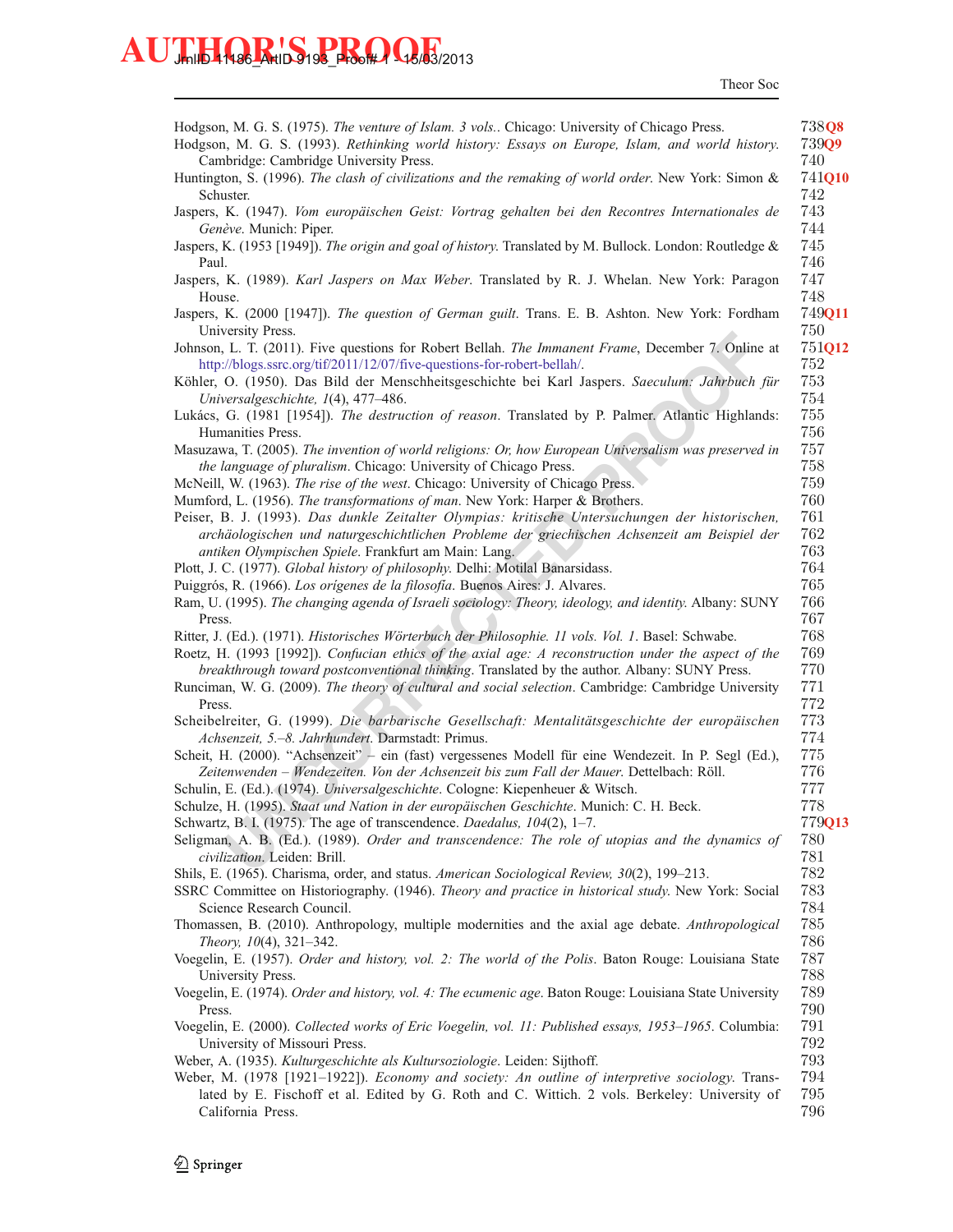Hodgson, M. G. S. (1975). *The venture of Islam. 3 vols.*. Chicago: University of Chicago Press.

Hodgson, M. G. S. (1993). *Rethinking world history: Essays on Europe, Islam, and world history*. Cambridge: Cambridge University Press.

Huntington, S. (1996). *The clash of civilizations and the remaking of world order*. New York: Simon & Schuster.

Jaspers, K. (1947). *Vom europäischen Geist: Vortrag gehalten bei den Recontres Internationales de Genève*. Munich: Piper.

Jaspers, K. (1953 [1949]). *The origin and goal of history*. Translated by M. Bullock. London: Routledge & Paul.

Jaspers, K. (1989). *Karl Jaspers on Max Weber*. Translated by R. J. Whelan. New York: Paragon House.

Jaspers, K. (2000 [1947]). *The question of German guilt*. Trans. E. B. Ashton. New York: Fordham University Press.

Johnson, L. T. (2011). Five questions for Robert Bellah. *The Immanent Frame*, December 7. Online at http://blogs.ssrc.org/tif/2011/12/07/five-questions-for-robert-bellah/.

Köhler, O. (1950). Das Bild der Menschheitsgeschichte bei Karl Jaspers. *Saeculum: Jahrbuch für Universalgeschichte, 1*(4), 477–486.

Lukács, G. (1981 [1954]). *The destruction of reason*. Translated by P. Palmer. Atlantic Highlands: Humanities Press.

Masuzawa, T. (2005). *The invention of world religions: Or, how European Universalism was preserved in the language of pluralism*. Chicago: University of Chicago Press.

McNeill, W. (1963). *The rise of the west*. Chicago: University of Chicago Press.

Mumford, L. (1956). *The transformations of man*. New York: Harper & Brothers.

Peiser, B. J. (1993). *Das dunkle Zeitalter Olympias: kritische Untersuchungen der historischen, archäologischen und naturgeschichtlichen Probleme der griechischen Achsenzeit am Beispiel der antiken Olympischen Spiele*. Frankfurt am Main: Lang.

Plott, J. C. (1977). *Global history of philosophy*. Delhi: Motilal Banarsidass.

Puiggrós, R. (1966). *Los orígenes de la filosofía*. Buenos Aires: J. Alvares.

Ram, U. (1995). *The changing agenda of Israeli sociology: Theory, ideology, and identity*. Albany: SUNY Press.

Ritter, J. (Ed.). (1971). *Historisches Wörterbuch der Philosophie. 11 vols. Vol. 1*. Basel: Schwabe.

Roetz, H. (1993 [1992]). *Confucian ethics of the axial age: A reconstruction under the aspect of the breakthrough toward postconventional thinking*. Translated by the author. Albany: SUNY Press.

Runciman, W. G. (2009). *The theory of cultural and social selection*. Cambridge: Cambridge University Press.

Scheibelreiter, G. (1999). *Die barbarische Gesellschaft: Mentalitätsgeschichte der europäischen Achsenzeit, 5.–8. Jahrhundert*. Darmstadt: Primus.

Scheit, H. (2000). "Achsenzeit" – ein (fast) vergessenes Modell für eine Wendezeit. In P. Segl (Ed.), *Zeitenwenden – Wendezeiten. Von der Achsenzeit bis zum Fall der Mauer*. Dettelbach: Röll.

Schulin, E. (Ed.). (1974). *Universalgeschichte*. Cologne: Kiepenheuer & Witsch.

Schulze, H. (1995). *Staat und Nation in der europäischen Geschichte*. Munich: C. H. Beck.

Schwartz, B. I. (1975). The age of transcendence. *Daedalus, 104*(2), 1–7.

Seligman, A. B. (Ed.). (1989). *Order and transcendence: The role of utopias and the dynamics of civilization*. Leiden: Brill.

Shils, E. (1965). Charisma, order, and status. *American Sociological Review, 30*(2), 199–213.

SSRC Committee on Historiography. (1946). *Theory and practice in historical study*. New York: Social Science Research Council.

Thomassen, B. (2010). Anthropology, multiple modernities and the axial age debate. *Anthropological Theory, 10*(4), 321–342.

Voegelin, E. (1957). *Order and history, vol. 2: The world of the Polis*. Baton Rouge: Louisiana State University Press.

Voegelin, E. (1974). *Order and history, vol. 4: The ecumenic age*. Baton Rouge: Louisiana State University Press.

Voegelin, E. (2000). *Collected works of Eric Voegelin, vol. 11: Published essays, 1953–1965*. Columbia: University of Missouri Press.

Weber, A. (1935). *Kulturgeschichte als Kultursoziologie*. Leiden: Sijthoff.

Weber, M. (1978 [1921–1922]). *Economy and society: An outline of interpretive sociology*. Translated by E. Fischoff et al. Edited by G. Roth and C. Wittich. 2 vols. Berkeley: University of California Press.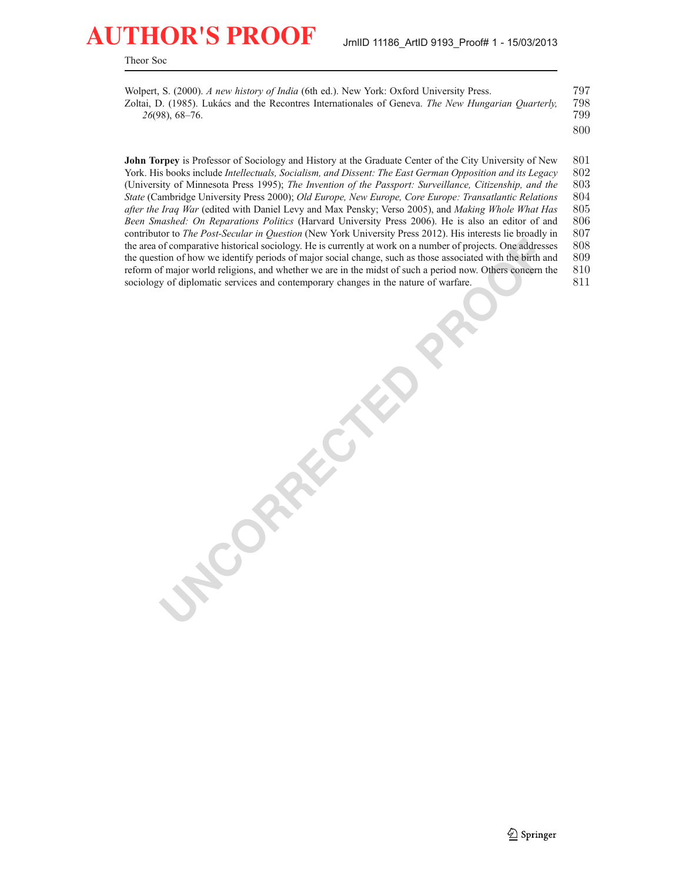Wolpert, S. (2000). *A new history of India* (6th ed.). New York: Oxford University Press.

Zoltai, D. (1985). Lukács and the Recontres Internationales of Geneva. *The New Hungarian Quarterly, 26*(98), 68–76.

**John Torpey** is Professor of Sociology and History at the Graduate Center of the City University of New York. His books include *Intellectuals, Socialism, and Dissent: The East German Opposition and its Legacy* (University of Minnesota Press 1995); *The Invention of the Passport: Surveillance, Citizenship, and the State* (Cambridge University Press 2000); *Old Europe, New Europe, Core Europe: Transatlantic Relations after the Iraq War* (edited with Daniel Levy and Max Pensky; Verso 2005), and *Making Whole What Has Been Smashed: On Reparations Politics* (Harvard University Press 2006). He is also an editor of and contributor to *The Post-Secular in Question* (New York University Press 2012). His interests lie broadly in the area of comparative historical sociology. He is currently at work on a number of projects. One addresses the question of how we identify periods of major social change, such as those associated with the birth and reform of major world religions, and whether we are in the midst of such a period now. Others concern the sociology of diplomatic services and contemporary changes in the nature of warfare.